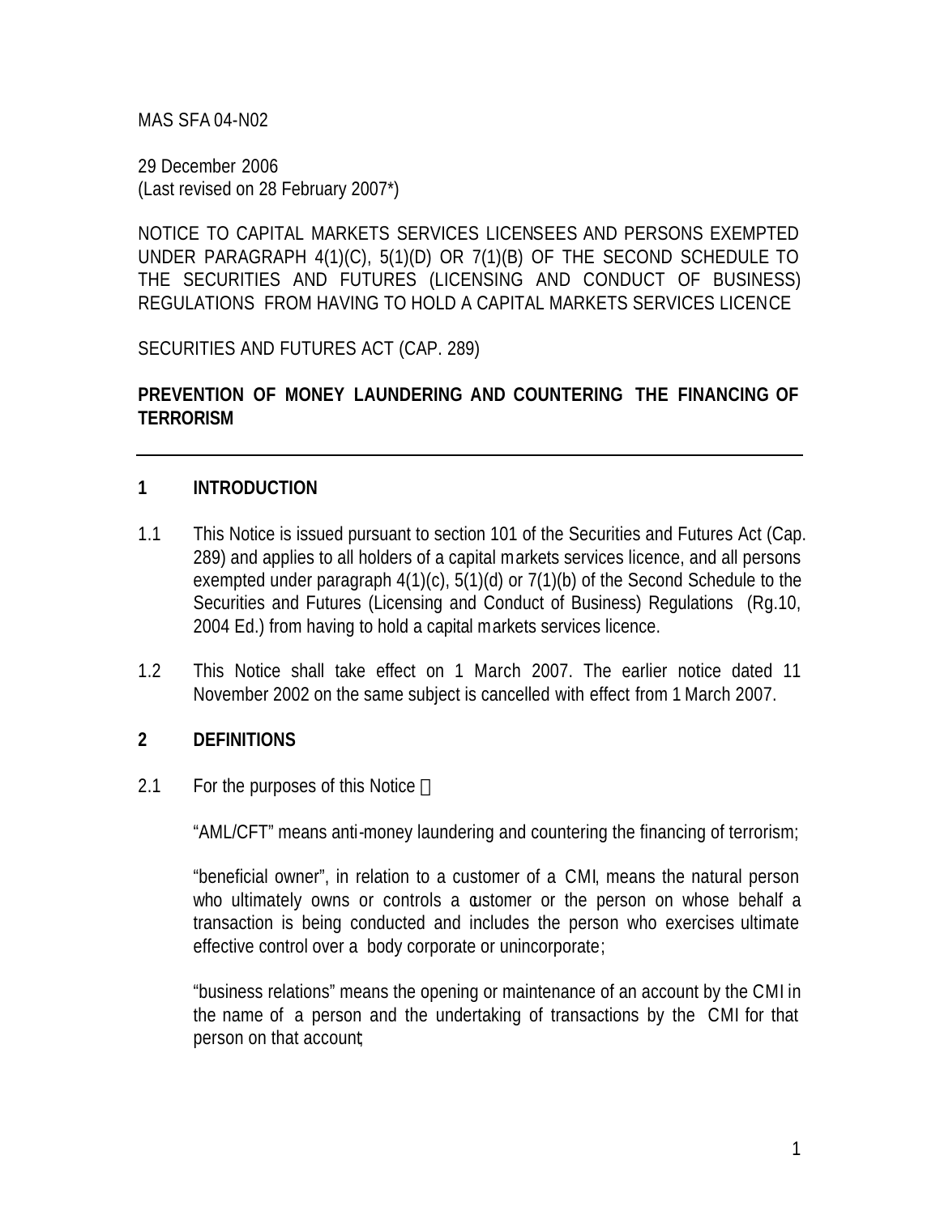MAS SFA 04-N02

29 December 2006
(Last revised on 28 February 2007*)

NOTICE TO CAPITAL MARKETS SERVICES LICENSEES AND PERSONS EXEMPTED UNDER PARAGRAPH 4(1)(C), 5(1)(D) OR 7(1)(B) OF THE SECOND SCHEDULE TO THE SECURITIES AND FUTURES (LICENSING AND CONDUCT OF BUSINESS) REGULATIONS FROM HAVING TO HOLD A CAPITAL MARKETS SERVICES LICENCE

SECURITIES AND FUTURES ACT (CAP. 289)

**PREVENTION OF MONEY LAUNDERING AND COUNTERING THE FINANCING OF TERRORISM**

---

## 1 INTRODUCTION

1.1 This Notice is issued pursuant to section 101 of the Securities and Futures Act (Cap. 289) and applies to all holders of a capital markets services licence, and all persons exempted under paragraph 4(1)(c), 5(1)(d) or 7(1)(b) of the Second Schedule to the Securities and Futures (Licensing and Conduct of Business) Regulations (Rg.10, 2004 Ed.) from having to hold a capital markets services licence.

1.2 This Notice shall take effect on 1 March 2007. The earlier notice dated 11 November 2002 on the same subject is cancelled with effect from 1 March 2007.

## 2 DEFINITIONS

2.1 For the purposes of this Notice —

"AML/CFT" means anti-money laundering and countering the financing of terrorism;

"beneficial owner", in relation to a customer of a CMI, means the natural person who ultimately owns or controls a customer or the person on whose behalf a transaction is being conducted and includes the person who exercises ultimate effective control over a body corporate or unincorporate;

"business relations" means the opening or maintenance of an account by the CMI in the name of a person and the undertaking of transactions by the CMI for that person on that account;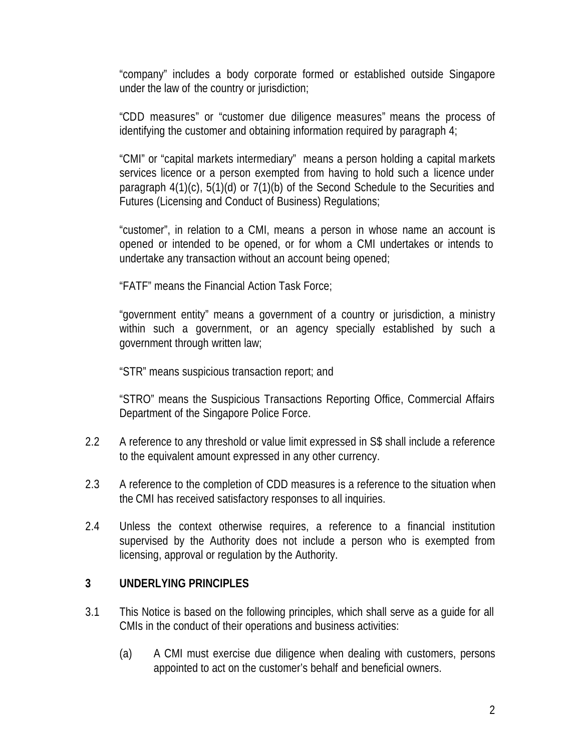"company" includes a body corporate formed or established outside Singapore under the law of the country or jurisdiction;

"CDD measures" or "customer due diligence measures" means the process of identifying the customer and obtaining information required by paragraph 4;

"CMI" or "capital markets intermediary" means a person holding a capital markets services licence or a person exempted from having to hold such a licence under paragraph 4(1)(c), 5(1)(d) or 7(1)(b) of the Second Schedule to the Securities and Futures (Licensing and Conduct of Business) Regulations;

"customer", in relation to a CMI, means a person in whose name an account is opened or intended to be opened, or for whom a CMI undertakes or intends to undertake any transaction without an account being opened;

"FATF" means the Financial Action Task Force;

"government entity" means a government of a country or jurisdiction, a ministry within such a government, or an agency specially established by such a government through written law;

"STR" means suspicious transaction report; and

"STRO" means the Suspicious Transactions Reporting Office, Commercial Affairs Department of the Singapore Police Force.

2.2 A reference to any threshold or value limit expressed in S$ shall include a reference to the equivalent amount expressed in any other currency.

2.3 A reference to the completion of CDD measures is a reference to the situation when the CMI has received satisfactory responses to all inquiries.

2.4 Unless the context otherwise requires, a reference to a financial institution supervised by the Authority does not include a person who is exempted from licensing, approval or regulation by the Authority.

## 3 UNDERLYING PRINCIPLES

3.1 This Notice is based on the following principles, which shall serve as a guide for all CMIs in the conduct of their operations and business activities:

(a) A CMI must exercise due diligence when dealing with customers, persons appointed to act on the customer's behalf and beneficial owners.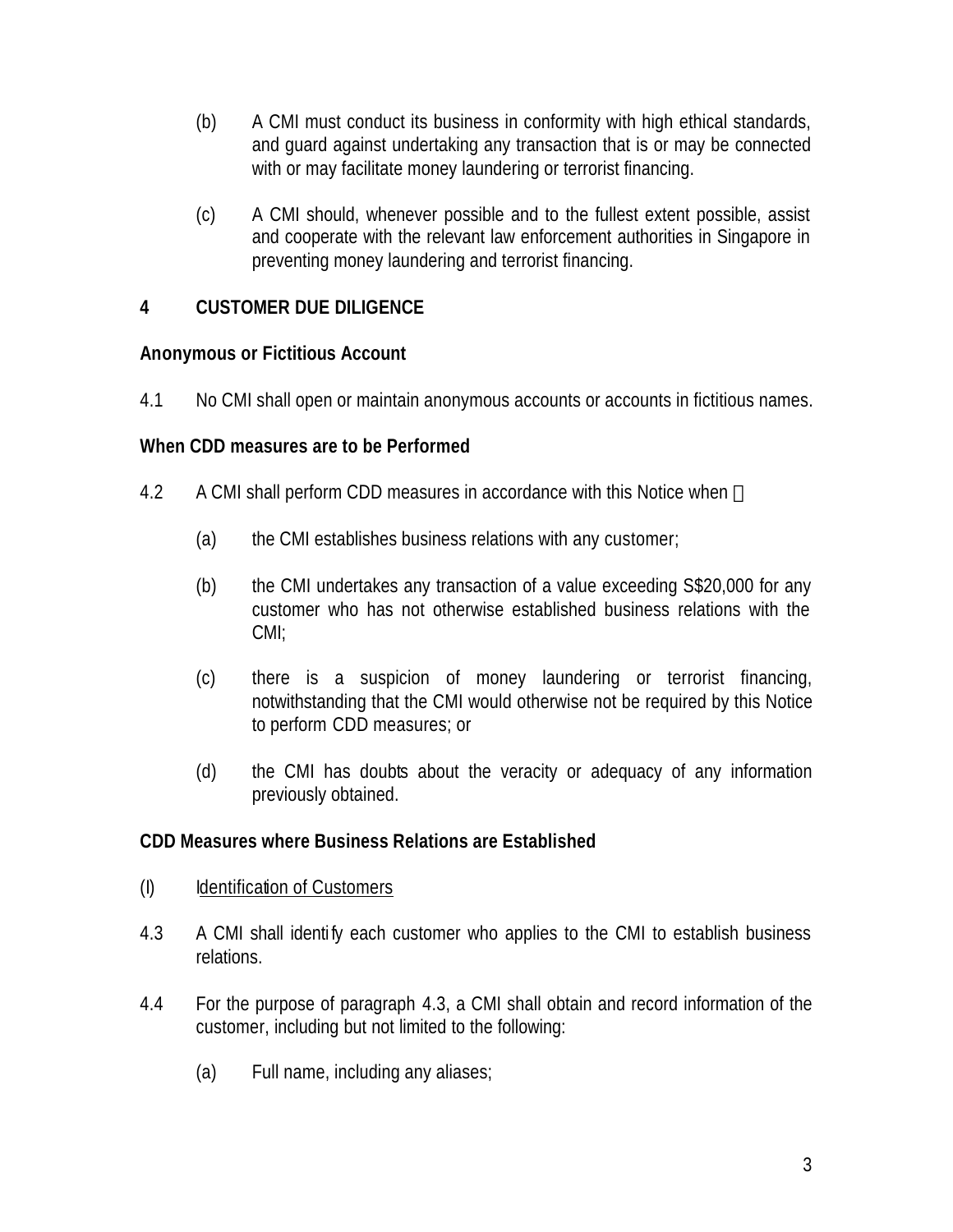(b) A CMI must conduct its business in conformity with high ethical standards, and guard against undertaking any transaction that is or may be connected with or may facilitate money laundering or terrorist financing.

(c) A CMI should, whenever possible and to the fullest extent possible, assist and cooperate with the relevant law enforcement authorities in Singapore in preventing money laundering and terrorist financing.

## 4 CUSTOMER DUE DILIGENCE

### Anonymous or Fictitious Account

4.1 No CMI shall open or maintain anonymous accounts or accounts in fictitious names.

### When CDD measures are to be Performed

4.2 A CMI shall perform CDD measures in accordance with this Notice when —

(a) the CMI establishes business relations with any customer;

(b) the CMI undertakes any transaction of a value exceeding S$20,000 for any customer who has not otherwise established business relations with the CMI;

(c) there is a suspicion of money laundering or terrorist financing, notwithstanding that the CMI would otherwise not be required by this Notice to perform CDD measures; or

(d) the CMI has doubts about the veracity or adequacy of any information previously obtained.

### CDD Measures where Business Relations are Established

(I) <u>Identification of Customers</u>

4.3 A CMI shall identify each customer who applies to the CMI to establish business relations.

4.4 For the purpose of paragraph 4.3, a CMI shall obtain and record information of the customer, including but not limited to the following:

(a) Full name, including any aliases;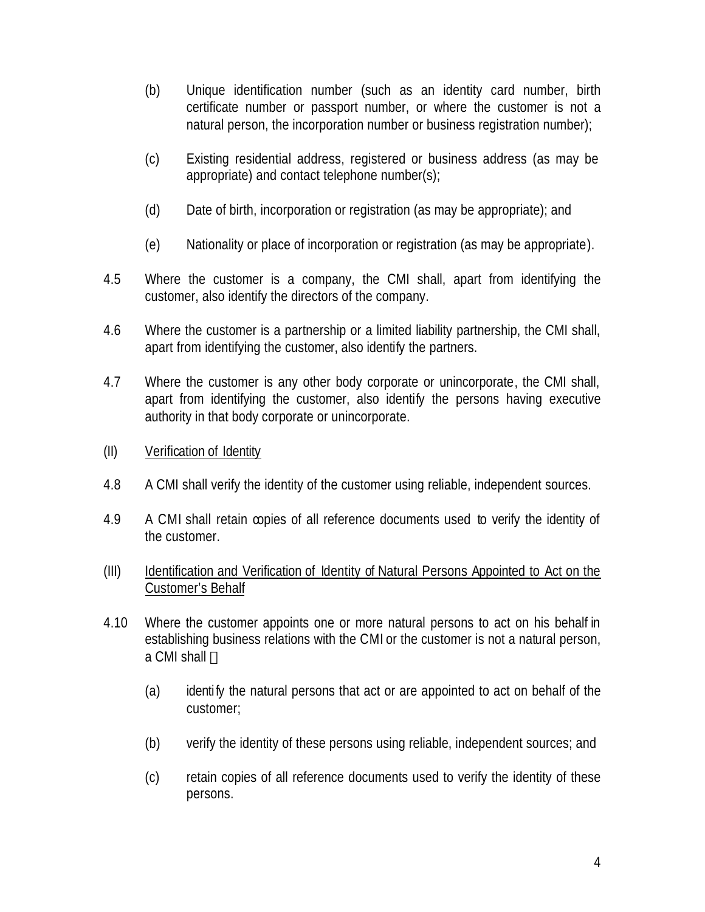(b) Unique identification number (such as an identity card number, birth certificate number or passport number, or where the customer is not a natural person, the incorporation number or business registration number);

(c) Existing residential address, registered or business address (as may be appropriate) and contact telephone number(s);

(d) Date of birth, incorporation or registration (as may be appropriate); and

(e) Nationality or place of incorporation or registration (as may be appropriate).

4.5 Where the customer is a company, the CMI shall, apart from identifying the customer, also identify the directors of the company.

4.6 Where the customer is a partnership or a limited liability partnership, the CMI shall, apart from identifying the customer, also identify the partners.

4.7 Where the customer is any other body corporate or unincorporate, the CMI shall, apart from identifying the customer, also identify the persons having executive authority in that body corporate or unincorporate.

(II) Verification of Identity

4.8 A CMI shall verify the identity of the customer using reliable, independent sources.

4.9 A CMI shall retain copies of all reference documents used to verify the identity of the customer.

(III) Identification and Verification of Identity of Natural Persons Appointed to Act on the Customer's Behalf

4.10 Where the customer appoints one or more natural persons to act on his behalf in establishing business relations with the CMI or the customer is not a natural person, a CMI shall —

(a) identify the natural persons that act or are appointed to act on behalf of the customer;

(b) verify the identity of these persons using reliable, independent sources; and

(c) retain copies of all reference documents used to verify the identity of these persons.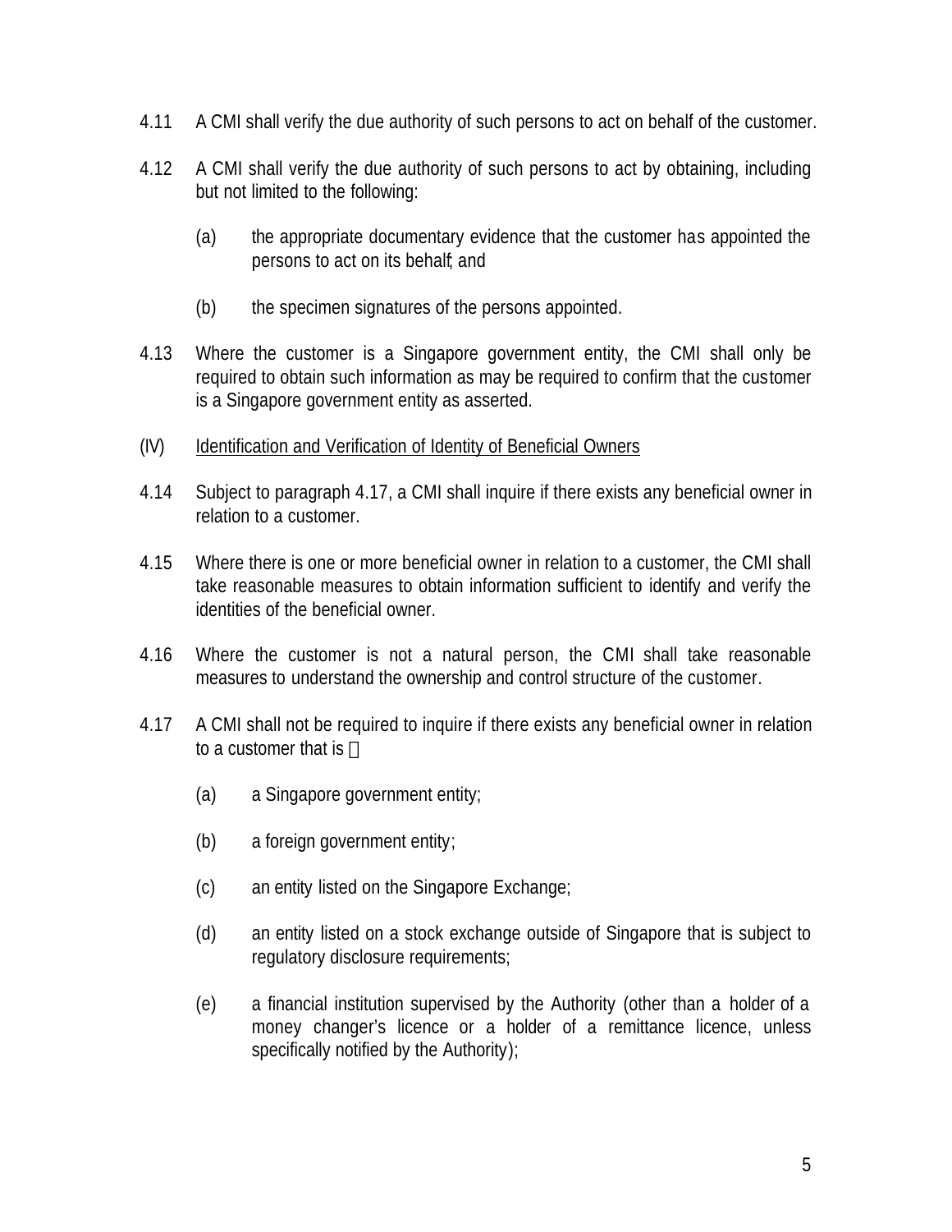4.11 A CMI shall verify the due authority of such persons to act on behalf of the customer.

4.12 A CMI shall verify the due authority of such persons to act by obtaining, including but not limited to the following:

(a) the appropriate documentary evidence that the customer has appointed the persons to act on its behalf; and

(b) the specimen signatures of the persons appointed.

4.13 Where the customer is a Singapore government entity, the CMI shall only be required to obtain such information as may be required to confirm that the customer is a Singapore government entity as asserted.

(IV) Identification and Verification of Identity of Beneficial Owners

4.14 Subject to paragraph 4.17, a CMI shall inquire if there exists any beneficial owner in relation to a customer.

4.15 Where there is one or more beneficial owner in relation to a customer, the CMI shall take reasonable measures to obtain information sufficient to identify and verify the identities of the beneficial owner.

4.16 Where the customer is not a natural person, the CMI shall take reasonable measures to understand the ownership and control structure of the customer.

4.17 A CMI shall not be required to inquire if there exists any beneficial owner in relation to a customer that is ―

(a) a Singapore government entity;

(b) a foreign government entity;

(c) an entity listed on the Singapore Exchange;

(d) an entity listed on a stock exchange outside of Singapore that is subject to regulatory disclosure requirements;

(e) a financial institution supervised by the Authority (other than a holder of a money changer's licence or a holder of a remittance licence, unless specifically notified by the Authority);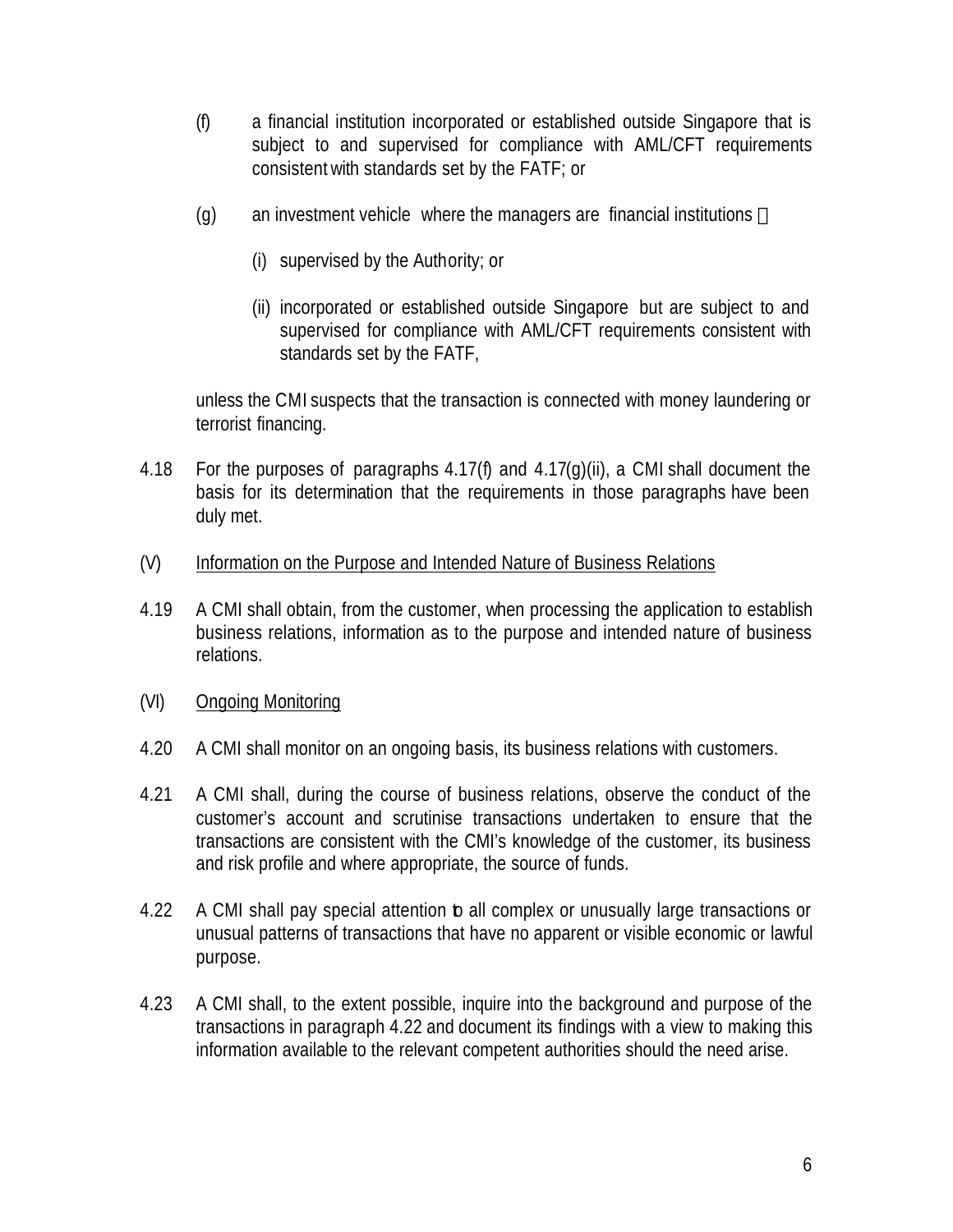(f) a financial institution incorporated or established outside Singapore that is subject to and supervised for compliance with AML/CFT requirements consistent with standards set by the FATF; or

(g) an investment vehicle where the managers are financial institutions 

   (i) supervised by the Authority; or

   (ii) incorporated or established outside Singapore but are subject to and supervised for compliance with AML/CFT requirements consistent with standards set by the FATF,

unless the CMI suspects that the transaction is connected with money laundering or terrorist financing.

4.18 For the purposes of paragraphs 4.17(f) and 4.17(g)(ii), a CMI shall document the basis for its determination that the requirements in those paragraphs have been duly met.

(V) Information on the Purpose and Intended Nature of Business Relations

4.19 A CMI shall obtain, from the customer, when processing the application to establish business relations, information as to the purpose and intended nature of business relations.

(VI) Ongoing Monitoring

4.20 A CMI shall monitor on an ongoing basis, its business relations with customers.

4.21 A CMI shall, during the course of business relations, observe the conduct of the customer's account and scrutinise transactions undertaken to ensure that the transactions are consistent with the CMI's knowledge of the customer, its business and risk profile and where appropriate, the source of funds.

4.22 A CMI shall pay special attention to all complex or unusually large transactions or unusual patterns of transactions that have no apparent or visible economic or lawful purpose.

4.23 A CMI shall, to the extent possible, inquire into the background and purpose of the transactions in paragraph 4.22 and document its findings with a view to making this information available to the relevant competent authorities should the need arise.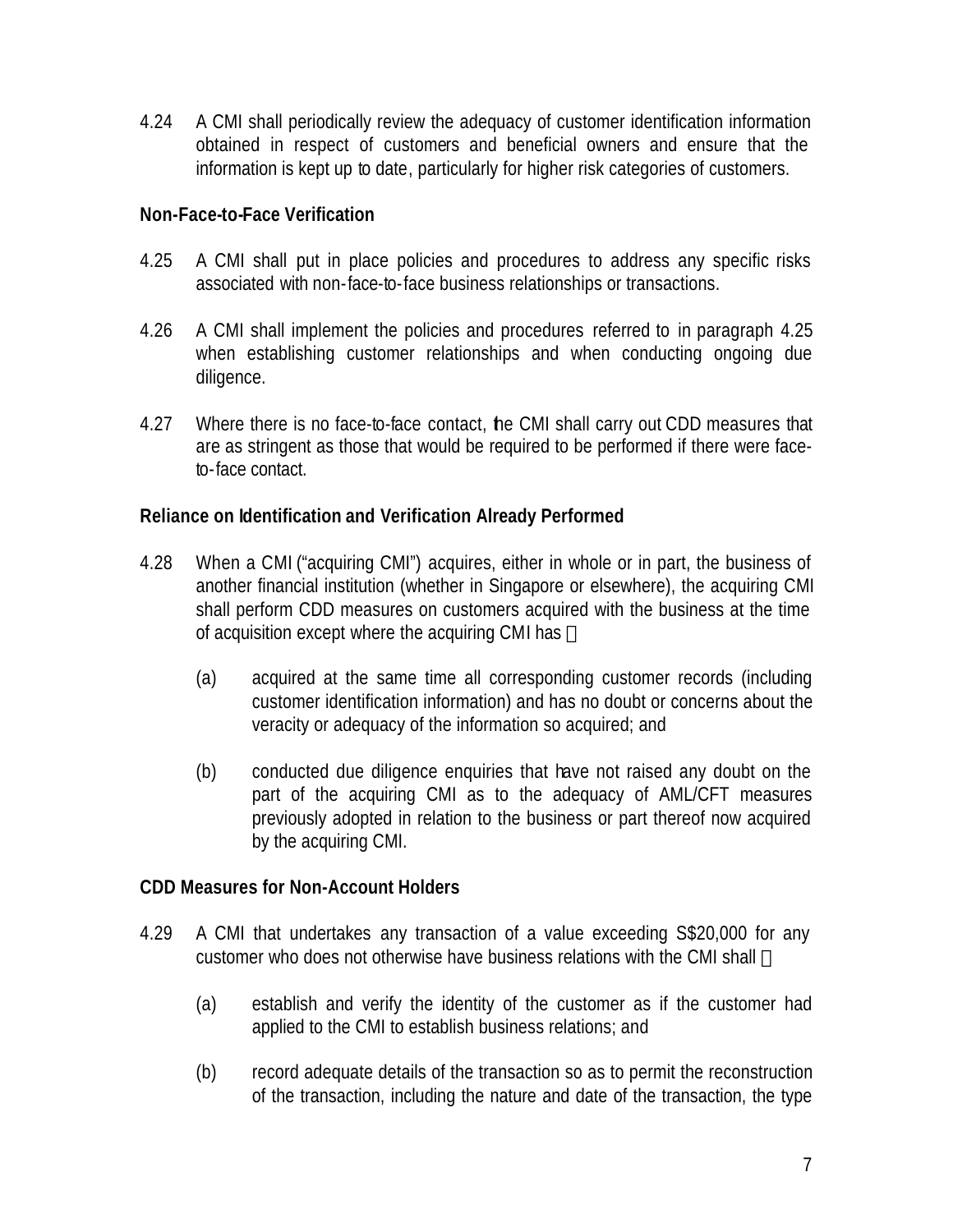4.24 A CMI shall periodically review the adequacy of customer identification information obtained in respect of customers and beneficial owners and ensure that the information is kept up to date, particularly for higher risk categories of customers.

**Non-Face-to-Face Verification**

4.25 A CMI shall put in place policies and procedures to address any specific risks associated with non-face-to-face business relationships or transactions.

4.26 A CMI shall implement the policies and procedures referred to in paragraph 4.25 when establishing customer relationships and when conducting ongoing due diligence.

4.27 Where there is no face-to-face contact, the CMI shall carry out CDD measures that are as stringent as those that would be required to be performed if there were face-to-face contact.

**Reliance on Identification and Verification Already Performed**

4.28 When a CMI ("acquiring CMI") acquires, either in whole or in part, the business of another financial institution (whether in Singapore or elsewhere), the acquiring CMI shall perform CDD measures on customers acquired with the business at the time of acquisition except where the acquiring CMI has –

(a) acquired at the same time all corresponding customer records (including customer identification information) and has no doubt or concerns about the veracity or adequacy of the information so acquired; and

(b) conducted due diligence enquiries that have not raised any doubt on the part of the acquiring CMI as to the adequacy of AML/CFT measures previously adopted in relation to the business or part thereof now acquired by the acquiring CMI.

**CDD Measures for Non-Account Holders**

4.29 A CMI that undertakes any transaction of a value exceeding S$20,000 for any customer who does not otherwise have business relations with the CMI shall –

(a) establish and verify the identity of the customer as if the customer had applied to the CMI to establish business relations; and

(b) record adequate details of the transaction so as to permit the reconstruction of the transaction, including the nature and date of the transaction, the type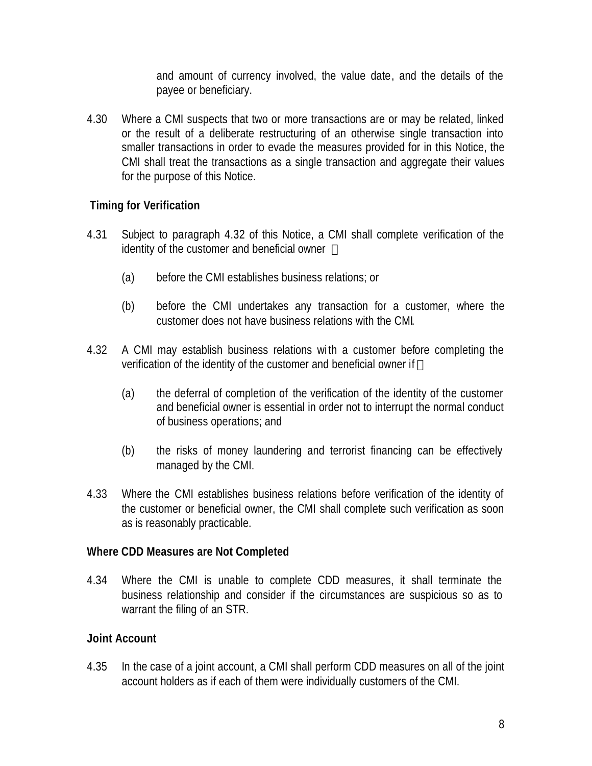and amount of currency involved, the value date, and the details of the payee or beneficiary.

4.30 Where a CMI suspects that two or more transactions are or may be related, linked or the result of a deliberate restructuring of an otherwise single transaction into smaller transactions in order to evade the measures provided for in this Notice, the CMI shall treat the transactions as a single transaction and aggregate their values for the purpose of this Notice.

**Timing for Verification**

4.31 Subject to paragraph 4.32 of this Notice, a CMI shall complete verification of the identity of the customer and beneficial owner —

(a) before the CMI establishes business relations; or

(b) before the CMI undertakes any transaction for a customer, where the customer does not have business relations with the CMI.

4.32 A CMI may establish business relations with a customer before completing the verification of the identity of the customer and beneficial owner if —

(a) the deferral of completion of the verification of the identity of the customer and beneficial owner is essential in order not to interrupt the normal conduct of business operations; and

(b) the risks of money laundering and terrorist financing can be effectively managed by the CMI.

4.33 Where the CMI establishes business relations before verification of the identity of the customer or beneficial owner, the CMI shall complete such verification as soon as is reasonably practicable.

**Where CDD Measures are Not Completed**

4.34 Where the CMI is unable to complete CDD measures, it shall terminate the business relationship and consider if the circumstances are suspicious so as to warrant the filing of an STR.

**Joint Account**

4.35 In the case of a joint account, a CMI shall perform CDD measures on all of the joint account holders as if each of them were individually customers of the CMI.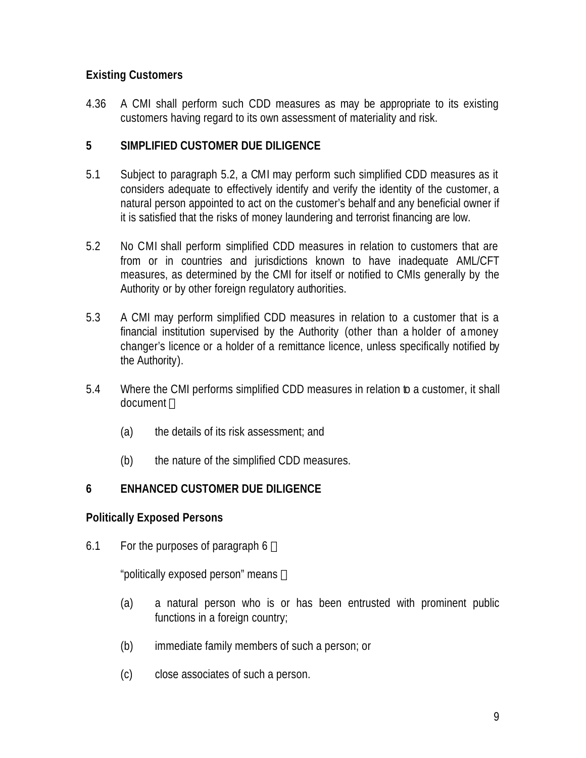**Existing Customers**

4.36 A CMI shall perform such CDD measures as may be appropriate to its existing customers having regard to its own assessment of materiality and risk.

## 5 SIMPLIFIED CUSTOMER DUE DILIGENCE

5.1 Subject to paragraph 5.2, a CMI may perform such simplified CDD measures as it considers adequate to effectively identify and verify the identity of the customer, a natural person appointed to act on the customer's behalf and any beneficial owner if it is satisfied that the risks of money laundering and terrorist financing are low.

5.2 No CMI shall perform simplified CDD measures in relation to customers that are from or in countries and jurisdictions known to have inadequate AML/CFT measures, as determined by the CMI for itself or notified to CMIs generally by the Authority or by other foreign regulatory authorities.

5.3 A CMI may perform simplified CDD measures in relation to a customer that is a financial institution supervised by the Authority (other than a holder of a money changer's licence or a holder of a remittance licence, unless specifically notified by the Authority).

5.4 Where the CMI performs simplified CDD measures in relation to a customer, it shall document 

(a) the details of its risk assessment; and

(b) the nature of the simplified CDD measures.

## 6 ENHANCED CUSTOMER DUE DILIGENCE

**Politically Exposed Persons**

6.1 For the purposes of paragraph 6 

"politically exposed person" means 

(a) a natural person who is or has been entrusted with prominent public functions in a foreign country;

(b) immediate family members of such a person; or

(c) close associates of such a person.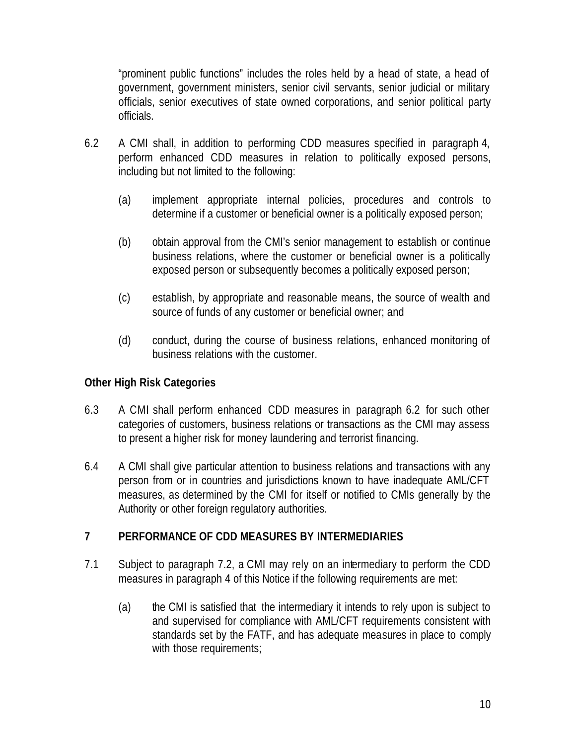"prominent public functions" includes the roles held by a head of state, a head of government, government ministers, senior civil servants, senior judicial or military officials, senior executives of state owned corporations, and senior political party officials.

6.2 A CMI shall, in addition to performing CDD measures specified in paragraph 4, perform enhanced CDD measures in relation to politically exposed persons, including but not limited to the following:

(a) implement appropriate internal policies, procedures and controls to determine if a customer or beneficial owner is a politically exposed person;

(b) obtain approval from the CMI's senior management to establish or continue business relations, where the customer or beneficial owner is a politically exposed person or subsequently becomes a politically exposed person;

(c) establish, by appropriate and reasonable means, the source of wealth and source of funds of any customer or beneficial owner; and

(d) conduct, during the course of business relations, enhanced monitoring of business relations with the customer.

**Other High Risk Categories**

6.3 A CMI shall perform enhanced CDD measures in paragraph 6.2 for such other categories of customers, business relations or transactions as the CMI may assess to present a higher risk for money laundering and terrorist financing.

6.4 A CMI shall give particular attention to business relations and transactions with any person from or in countries and jurisdictions known to have inadequate AML/CFT measures, as determined by the CMI for itself or notified to CMIs generally by the Authority or other foreign regulatory authorities.

## 7 PERFORMANCE OF CDD MEASURES BY INTERMEDIARIES

7.1 Subject to paragraph 7.2, a CMI may rely on an intermediary to perform the CDD measures in paragraph 4 of this Notice if the following requirements are met:

(a) the CMI is satisfied that the intermediary it intends to rely upon is subject to and supervised for compliance with AML/CFT requirements consistent with standards set by the FATF, and has adequate measures in place to comply with those requirements;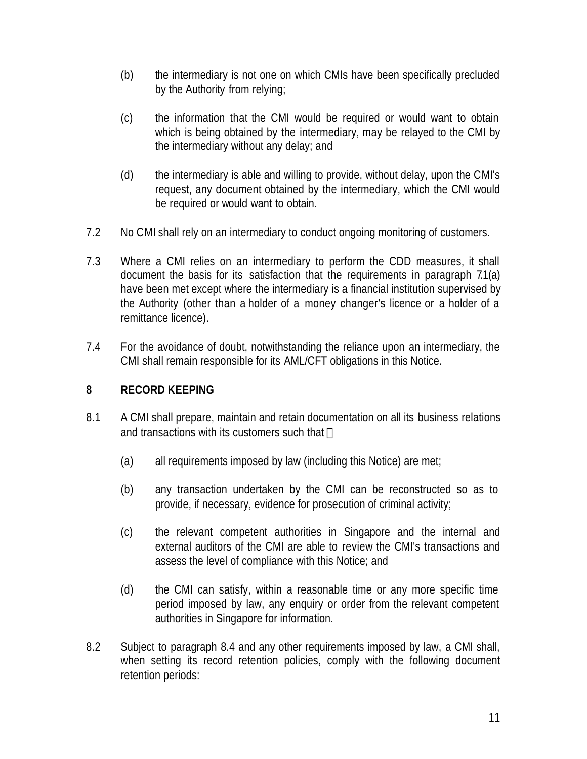(b) the intermediary is not one on which CMIs have been specifically precluded by the Authority from relying;

(c) the information that the CMI would be required or would want to obtain which is being obtained by the intermediary, may be relayed to the CMI by the intermediary without any delay; and

(d) the intermediary is able and willing to provide, without delay, upon the CMI's request, any document obtained by the intermediary, which the CMI would be required or would want to obtain.

7.2 No CMI shall rely on an intermediary to conduct ongoing monitoring of customers.

7.3 Where a CMI relies on an intermediary to perform the CDD measures, it shall document the basis for its satisfaction that the requirements in paragraph 7.1(a) have been met except where the intermediary is a financial institution supervised by the Authority (other than a holder of a money changer's licence or a holder of a remittance licence).

7.4 For the avoidance of doubt, notwithstanding the reliance upon an intermediary, the CMI shall remain responsible for its AML/CFT obligations in this Notice.

## 8 RECORD KEEPING

8.1 A CMI shall prepare, maintain and retain documentation on all its business relations and transactions with its customers such that —

(a) all requirements imposed by law (including this Notice) are met;

(b) any transaction undertaken by the CMI can be reconstructed so as to provide, if necessary, evidence for prosecution of criminal activity;

(c) the relevant competent authorities in Singapore and the internal and external auditors of the CMI are able to review the CMI's transactions and assess the level of compliance with this Notice; and

(d) the CMI can satisfy, within a reasonable time or any more specific time period imposed by law, any enquiry or order from the relevant competent authorities in Singapore for information.

8.2 Subject to paragraph 8.4 and any other requirements imposed by law, a CMI shall, when setting its record retention policies, comply with the following document retention periods: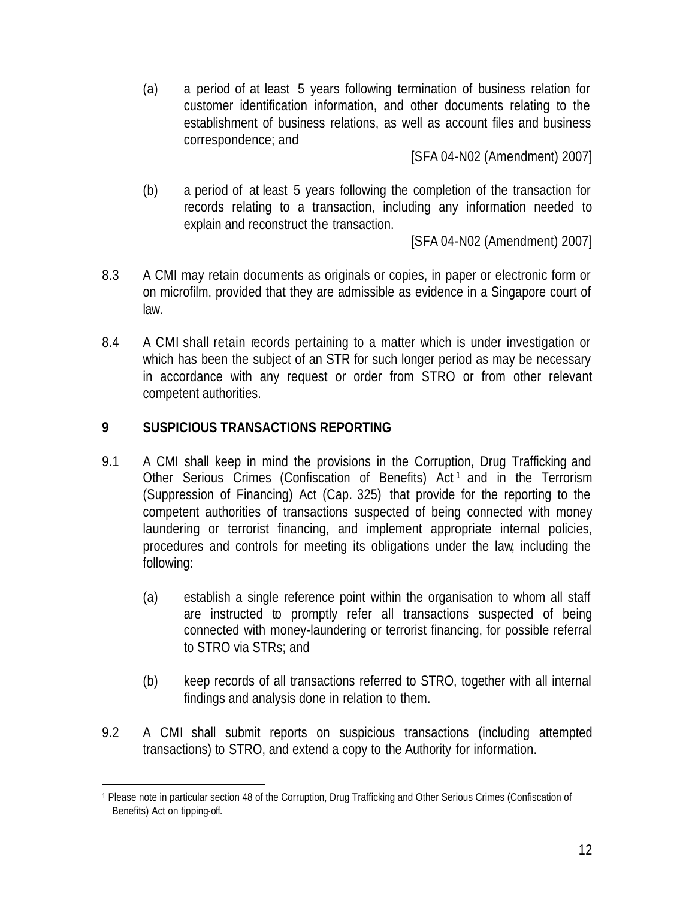(a) a period of at least 5 years following termination of business relation for customer identification information, and other documents relating to the establishment of business relations, as well as account files and business correspondence; and

[SFA 04-N02 (Amendment) 2007]

(b) a period of at least 5 years following the completion of the transaction for records relating to a transaction, including any information needed to explain and reconstruct the transaction.

[SFA 04-N02 (Amendment) 2007]

8.3 A CMI may retain documents as originals or copies, in paper or electronic form or on microfilm, provided that they are admissible as evidence in a Singapore court of law.

8.4 A CMI shall retain records pertaining to a matter which is under investigation or which has been the subject of an STR for such longer period as may be necessary in accordance with any request or order from STRO or from other relevant competent authorities.

## 9 SUSPICIOUS TRANSACTIONS REPORTING

9.1 A CMI shall keep in mind the provisions in the Corruption, Drug Trafficking and Other Serious Crimes (Confiscation of Benefits) Act[1] and in the Terrorism (Suppression of Financing) Act (Cap. 325) that provide for the reporting to the competent authorities of transactions suspected of being connected with money laundering or terrorist financing, and implement appropriate internal policies, procedures and controls for meeting its obligations under the law, including the following:

(a) establish a single reference point within the organisation to whom all staff are instructed to promptly refer all transactions suspected of being connected with money-laundering or terrorist financing, for possible referral to STRO via STRs; and

(b) keep records of all transactions referred to STRO, together with all internal findings and analysis done in relation to them.

9.2 A CMI shall submit reports on suspicious transactions (including attempted transactions) to STRO, and extend a copy to the Authority for information.

---

[1] Please note in particular section 48 of the Corruption, Drug Trafficking and Other Serious Crimes (Confiscation of Benefits) Act on tipping-off.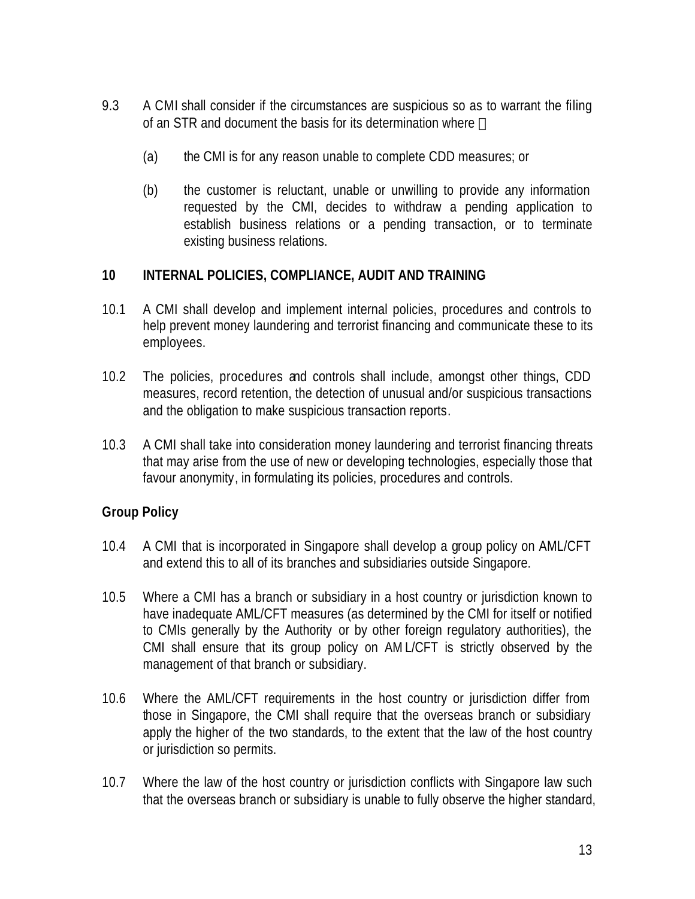9.3 A CMI shall consider if the circumstances are suspicious so as to warrant the filing of an STR and document the basis for its determination where —

(a) the CMI is for any reason unable to complete CDD measures; or

(b) the customer is reluctant, unable or unwilling to provide any information requested by the CMI, decides to withdraw a pending application to establish business relations or a pending transaction, or to terminate existing business relations.

## 10 INTERNAL POLICIES, COMPLIANCE, AUDIT AND TRAINING

10.1 A CMI shall develop and implement internal policies, procedures and controls to help prevent money laundering and terrorist financing and communicate these to its employees.

10.2 The policies, procedures and controls shall include, amongst other things, CDD measures, record retention, the detection of unusual and/or suspicious transactions and the obligation to make suspicious transaction reports.

10.3 A CMI shall take into consideration money laundering and terrorist financing threats that may arise from the use of new or developing technologies, especially those that favour anonymity, in formulating its policies, procedures and controls.

### Group Policy

10.4 A CMI that is incorporated in Singapore shall develop a group policy on AML/CFT and extend this to all of its branches and subsidiaries outside Singapore.

10.5 Where a CMI has a branch or subsidiary in a host country or jurisdiction known to have inadequate AML/CFT measures (as determined by the CMI for itself or notified to CMIs generally by the Authority or by other foreign regulatory authorities), the CMI shall ensure that its group policy on AML/CFT is strictly observed by the management of that branch or subsidiary.

10.6 Where the AML/CFT requirements in the host country or jurisdiction differ from those in Singapore, the CMI shall require that the overseas branch or subsidiary apply the higher of the two standards, to the extent that the law of the host country or jurisdiction so permits.

10.7 Where the law of the host country or jurisdiction conflicts with Singapore law such that the overseas branch or subsidiary is unable to fully observe the higher standard,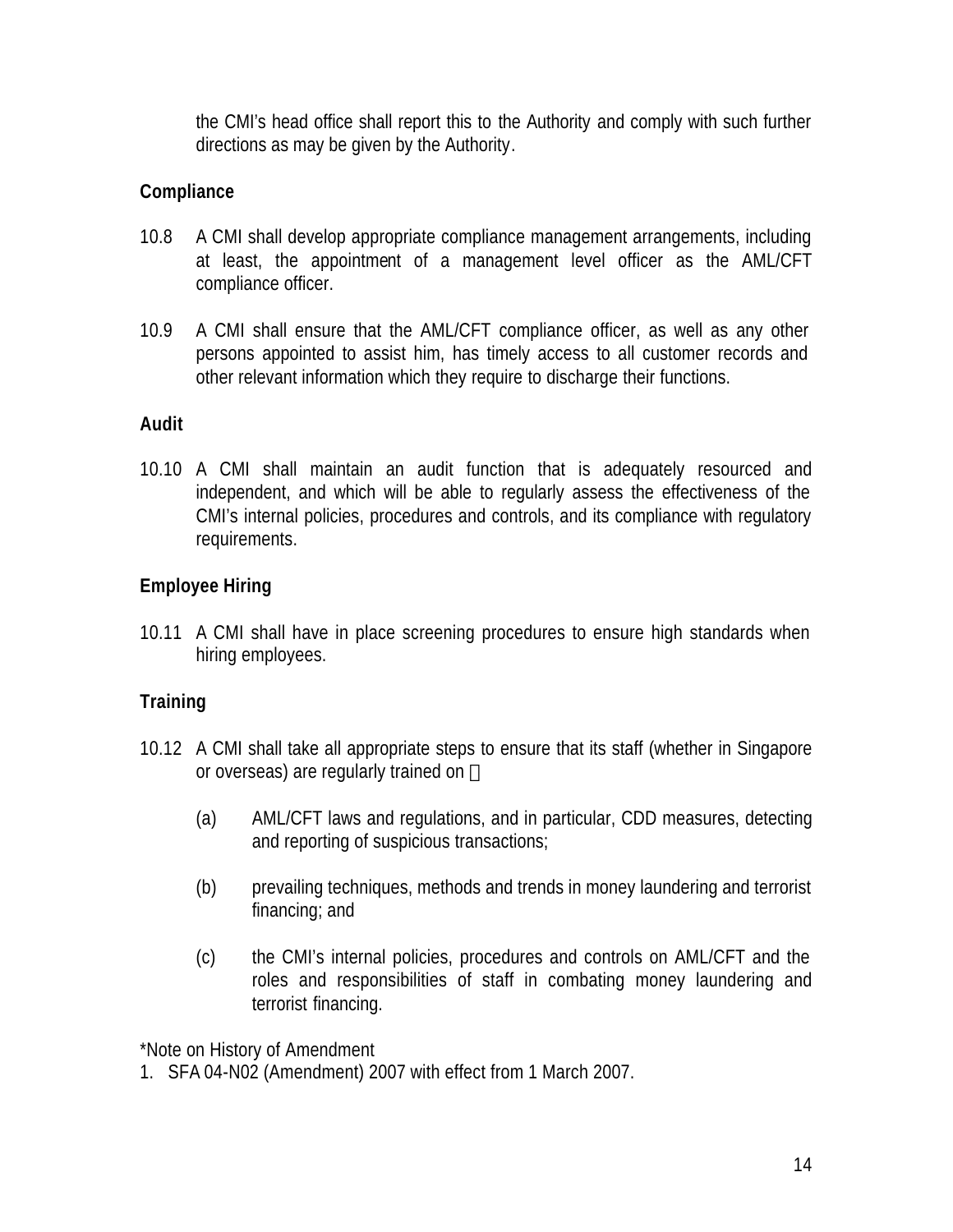the CMI's head office shall report this to the Authority and comply with such further directions as may be given by the Authority.

**Compliance**

10.8 A CMI shall develop appropriate compliance management arrangements, including at least, the appointment of a management level officer as the AML/CFT compliance officer.

10.9 A CMI shall ensure that the AML/CFT compliance officer, as well as any other persons appointed to assist him, has timely access to all customer records and other relevant information which they require to discharge their functions.

**Audit**

10.10 A CMI shall maintain an audit function that is adequately resourced and independent, and which will be able to regularly assess the effectiveness of the CMI's internal policies, procedures and controls, and its compliance with regulatory requirements.

**Employee Hiring**

10.11 A CMI shall have in place screening procedures to ensure high standards when hiring employees.

**Training**

10.12 A CMI shall take all appropriate steps to ensure that its staff (whether in Singapore or overseas) are regularly trained on —

(a) AML/CFT laws and regulations, and in particular, CDD measures, detecting and reporting of suspicious transactions;

(b) prevailing techniques, methods and trends in money laundering and terrorist financing; and

(c) the CMI's internal policies, procedures and controls on AML/CFT and the roles and responsibilities of staff in combating money laundering and terrorist financing.

*Note on History of Amendment

1. SFA 04-N02 (Amendment) 2007 with effect from 1 March 2007.